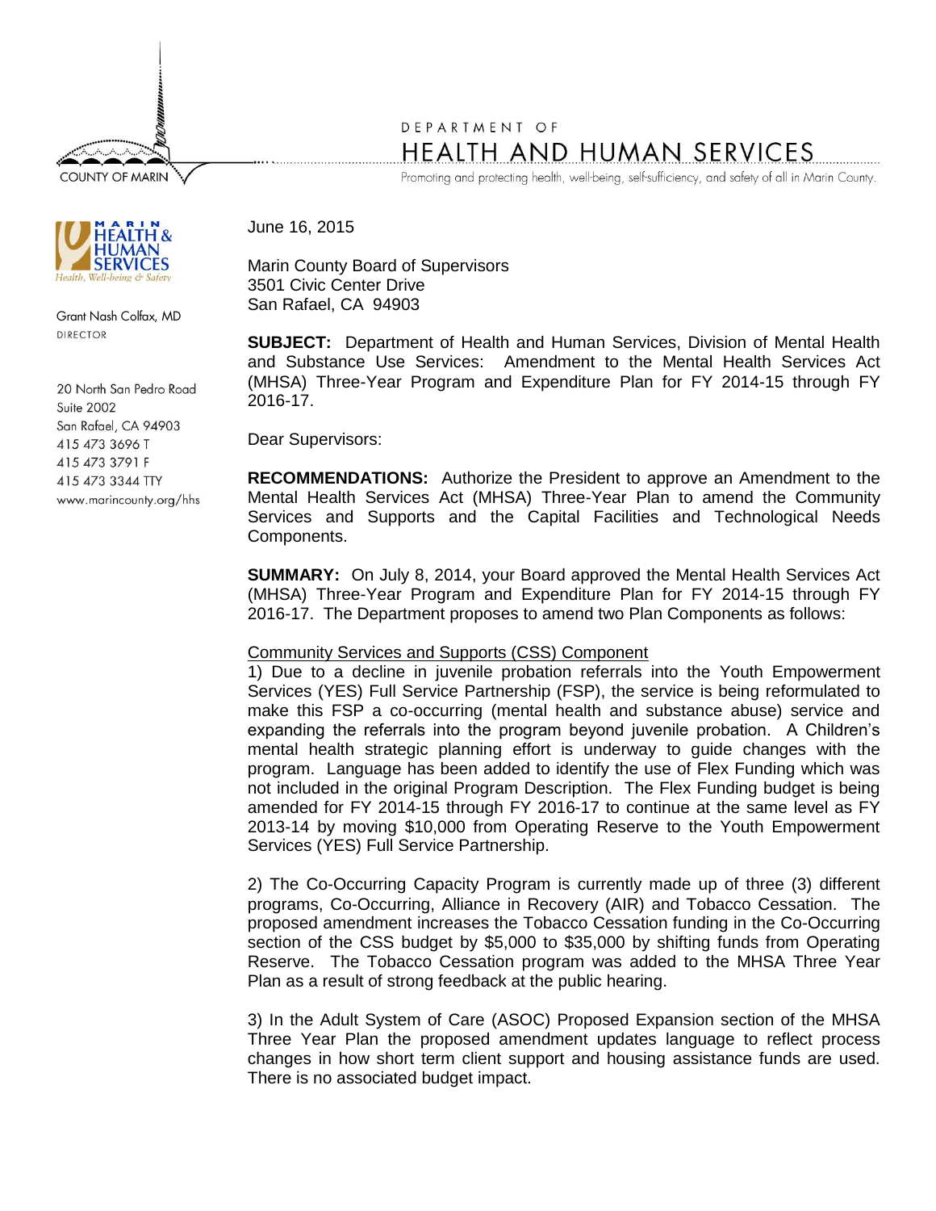COUNTY OF MARIN

DEPARTMENT OF
HEALTH AND HUMAN SERVICES
Promoting and protecting health, well-being, self-sufficiency, and safety of all in Marin County.

MARIN HEALTH & HUMAN SERVICES
Health, Well-being & Safety

Grant Nash Colfax, MD
DIRECTOR

20 North San Pedro Road
Suite 2002
San Rafael, CA 94903
415 473 3696 T
415 473 3791 F
415 473 3344 TTY
www.marincounty.org/hhs

June 16, 2015

Marin County Board of Supervisors
3501 Civic Center Drive
San Rafael, CA 94903

**SUBJECT:** Department of Health and Human Services, Division of Mental Health and Substance Use Services: Amendment to the Mental Health Services Act (MHSA) Three-Year Program and Expenditure Plan for FY 2014-15 through FY 2016-17.

Dear Supervisors:

**RECOMMENDATIONS:** Authorize the President to approve an Amendment to the Mental Health Services Act (MHSA) Three-Year Plan to amend the Community Services and Supports and the Capital Facilities and Technological Needs Components.

**SUMMARY:** On July 8, 2014, your Board approved the Mental Health Services Act (MHSA) Three-Year Program and Expenditure Plan for FY 2014-15 through FY 2016-17. The Department proposes to amend two Plan Components as follows:

<u>Community Services and Supports (CSS) Component</u>

1) Due to a decline in juvenile probation referrals into the Youth Empowerment Services (YES) Full Service Partnership (FSP), the service is being reformulated to make this FSP a co-occurring (mental health and substance abuse) service and expanding the referrals into the program beyond juvenile probation. A Children's mental health strategic planning effort is underway to guide changes with the program. Language has been added to identify the use of Flex Funding which was not included in the original Program Description. The Flex Funding budget is being amended for FY 2014-15 through FY 2016-17 to continue at the same level as FY 2013-14 by moving $10,000 from Operating Reserve to the Youth Empowerment Services (YES) Full Service Partnership.

2) The Co-Occurring Capacity Program is currently made up of three (3) different programs, Co-Occurring, Alliance in Recovery (AIR) and Tobacco Cessation. The proposed amendment increases the Tobacco Cessation funding in the Co-Occurring section of the CSS budget by $5,000 to $35,000 by shifting funds from Operating Reserve. The Tobacco Cessation program was added to the MHSA Three Year Plan as a result of strong feedback at the public hearing.

3) In the Adult System of Care (ASOC) Proposed Expansion section of the MHSA Three Year Plan the proposed amendment updates language to reflect process changes in how short term client support and housing assistance funds are used. There is no associated budget impact.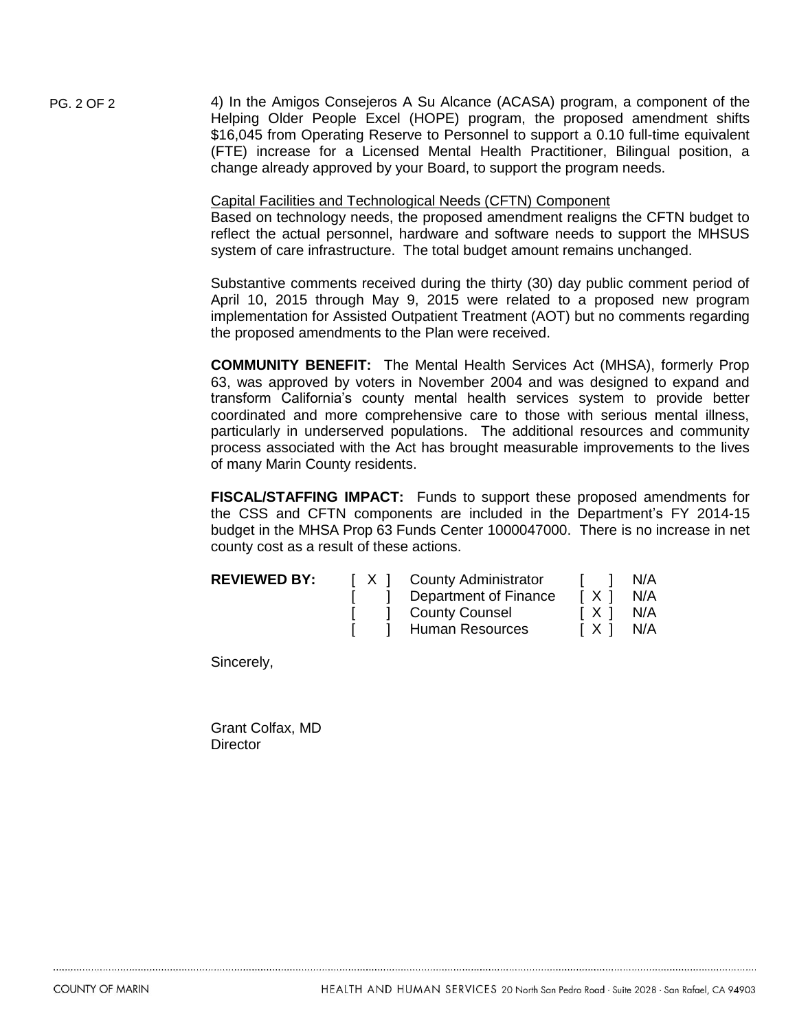4) In the Amigos Consejeros A Su Alcance (ACASA) program, a component of the Helping Older People Excel (HOPE) program, the proposed amendment shifts $16,045 from Operating Reserve to Personnel to support a 0.10 full-time equivalent (FTE) increase for a Licensed Mental Health Practitioner, Bilingual position, a change already approved by your Board, to support the program needs.

Capital Facilities and Technological Needs (CFTN) Component
Based on technology needs, the proposed amendment realigns the CFTN budget to reflect the actual personnel, hardware and software needs to support the MHSUS system of care infrastructure. The total budget amount remains unchanged.

Substantive comments received during the thirty (30) day public comment period of April 10, 2015 through May 9, 2015 were related to a proposed new program implementation for Assisted Outpatient Treatment (AOT) but no comments regarding the proposed amendments to the Plan were received.

**COMMUNITY BENEFIT:** The Mental Health Services Act (MHSA), formerly Prop 63, was approved by voters in November 2004 and was designed to expand and transform California's county mental health services system to provide better coordinated and more comprehensive care to those with serious mental illness, particularly in underserved populations. The additional resources and community process associated with the Act has brought measurable improvements to the lives of many Marin County residents.

**FISCAL/STAFFING IMPACT:** Funds to support these proposed amendments for the CSS and CFTN components are included in the Department's FY 2014-15 budget in the MHSA Prop 63 Funds Center 1000047000. There is no increase in net county cost as a result of these actions.

| **REVIEWED BY:** | | | | |
|---|---|---|---|---|
| | [ X ] | County Administrator | [ ] | N/A |
| | [ ] | Department of Finance | [ X ] | N/A |
| | [ ] | County Counsel | [ X ] | N/A |
| | [ ] | Human Resources | [ X ] | N/A |

Sincerely,

Grant Colfax, MD
Director

COUNTY OF MARIN HEALTH AND HUMAN SERVICES 20 North San Pedro Road · Suite 2028 · San Rafael, CA 94903